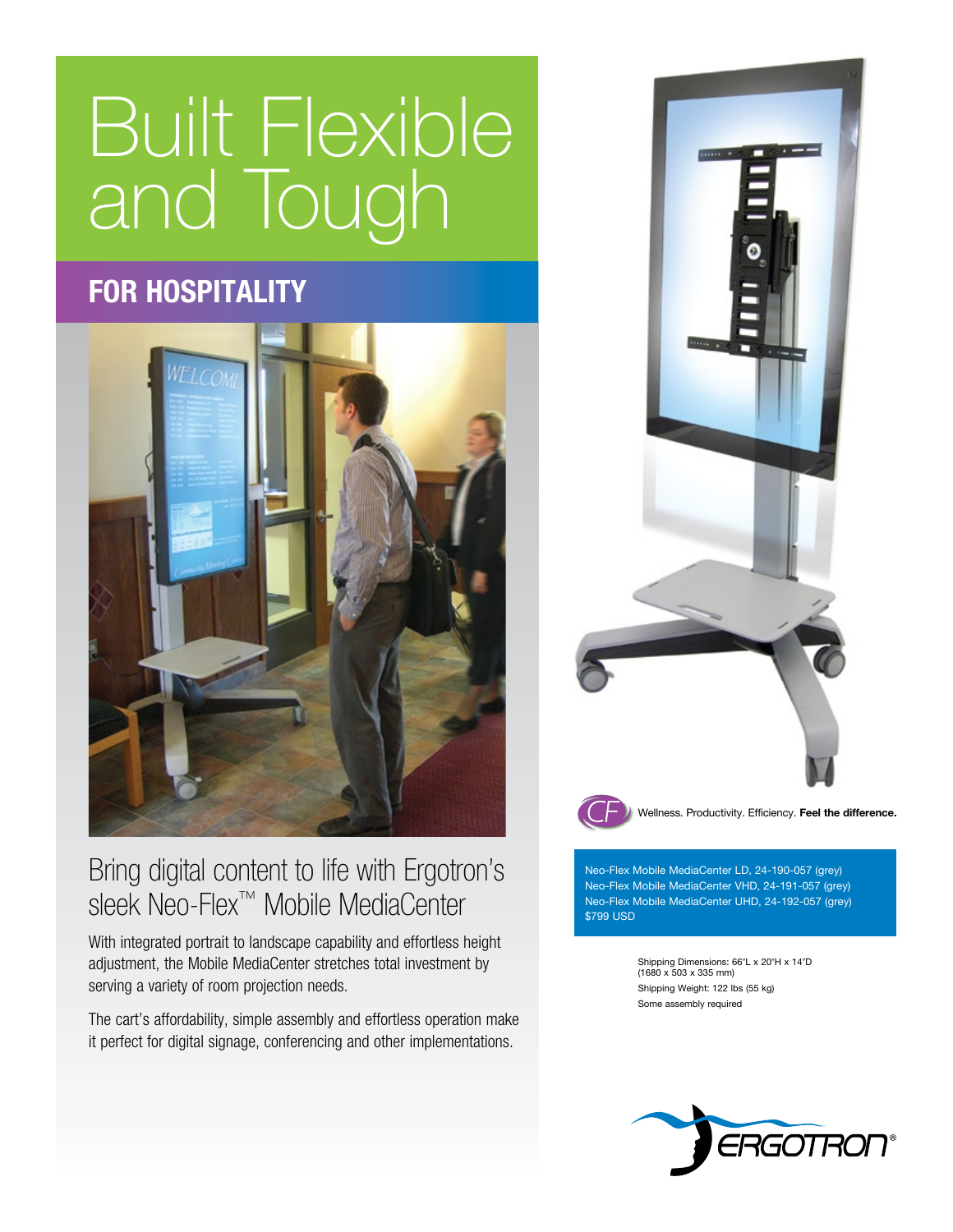# Built Flexible and Tough

## FOR HOSPITALITY

## Bring digital content to life with Ergotron's sleek Neo-Flex™ Mobile MediaCenter

With integrated portrait to landscape capability and effortless height adjustment, the Mobile MediaCenter stretches total investment by serving a variety of room projection needs.

The cart's affordability, simple assembly and effortless operation make it perfect for digital signage, conferencing and other implementations.

Wellness. Productivity. Efficiency. **Feel the difference.**

Neo-Flex Mobile MediaCenter LD, 24-190-057 (grey)
Neo-Flex Mobile MediaCenter VHD, 24-191-057 (grey)
Neo-Flex Mobile MediaCenter UHD, 24-192-057 (grey)
$799 USD

Shipping Dimensions: 66"L x 20"H x 14"D (1680 x 503 x 335 mm)
Shipping Weight: 122 lbs (55 kg)
Some assembly required

ERGOTRON®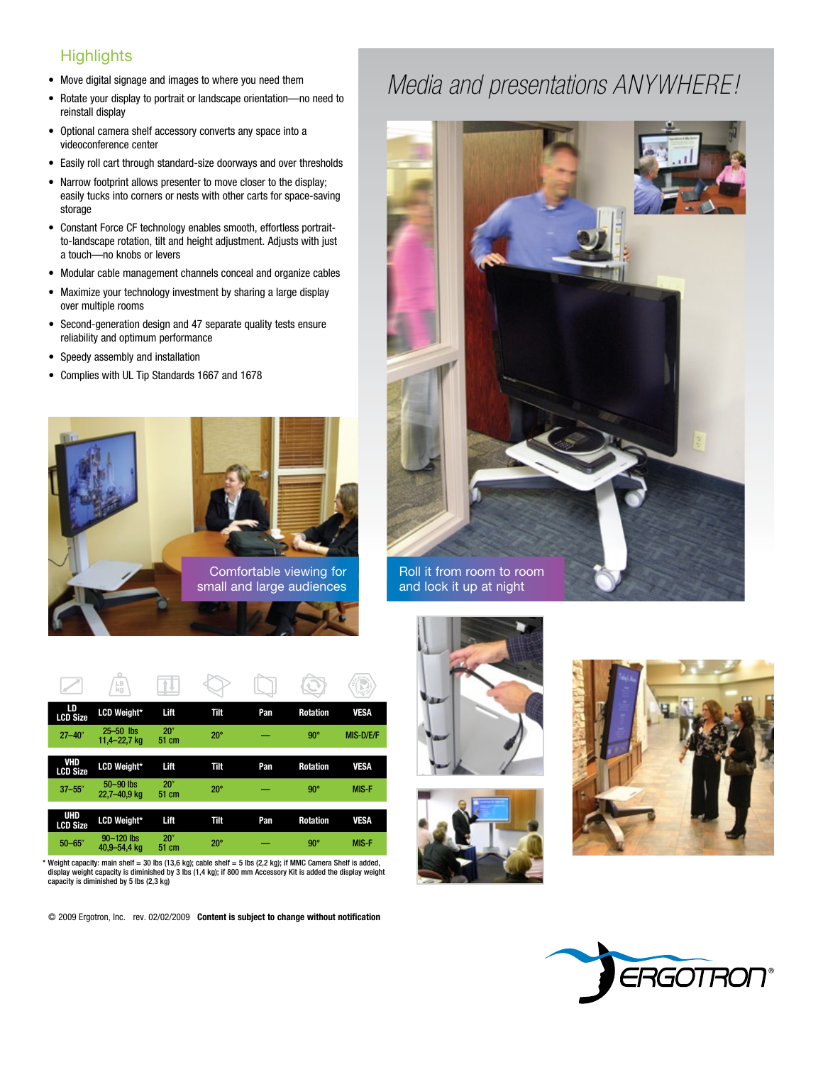## Highlights

- Move digital signage and images to where you need them
- Rotate your display to portrait or landscape orientation—no need to reinstall display
- Optional camera shelf accessory converts any space into a videoconference center
- Easily roll cart through standard-size doorways and over thresholds
- Narrow footprint allows presenter to move closer to the display; easily tucks into corners or nests with other carts for space-saving storage
- Constant Force CF technology enables smooth, effortless portrait-to-landscape rotation, tilt and height adjustment. Adjusts with just a touch—no knobs or levers
- Modular cable management channels conceal and organize cables
- Maximize your technology investment by sharing a large display over multiple rooms
- Second-generation design and 47 separate quality tests ensure reliability and optimum performance
- Speedy assembly and installation
- Complies with UL Tip Standards 1667 and 1678

*Media and presentations ANYWHERE!*

Comfortable viewing for small and large audiences

Roll it from room to room and lock it up at night

| LD LCD Size | LCD Weight* | Lift | Tilt | Pan | Rotation | VESA |
|---|---|---|---|---|---|---|
| 27–40″ | 25–50 lbs 11,4–22,7 kg | 20″ 51 cm | 20° | — | 90° | MIS-D/E/F |
| **VHD LCD Size** | **LCD Weight*** | **Lift** | **Tilt** | **Pan** | **Rotation** | **VESA** |
| 37–55″ | 50–90 lbs 22,7–40,9 kg | 20″ 51 cm | 20° | — | 90° | MIS-F |
| **UHD LCD Size** | **LCD Weight*** | **Lift** | **Tilt** | **Pan** | **Rotation** | **VESA** |
| 50–65″ | 90–120 lbs 40,9–54,4 kg | 20″ 51 cm | 20° | — | 90° | MIS-F |

* Weight capacity: main shelf = 30 lbs (13,6 kg); cable shelf = 5 lbs (2,2 kg); if MMC Camera Shelf is added, display weight capacity is diminished by 3 lbs (1,4 kg); if 800 mm Accessory Kit is added the display weight capacity is diminished by 5 lbs (2,3 kg)

© 2009 Ergotron, Inc. rev. 02/02/2009 **Content is subject to change without notification**